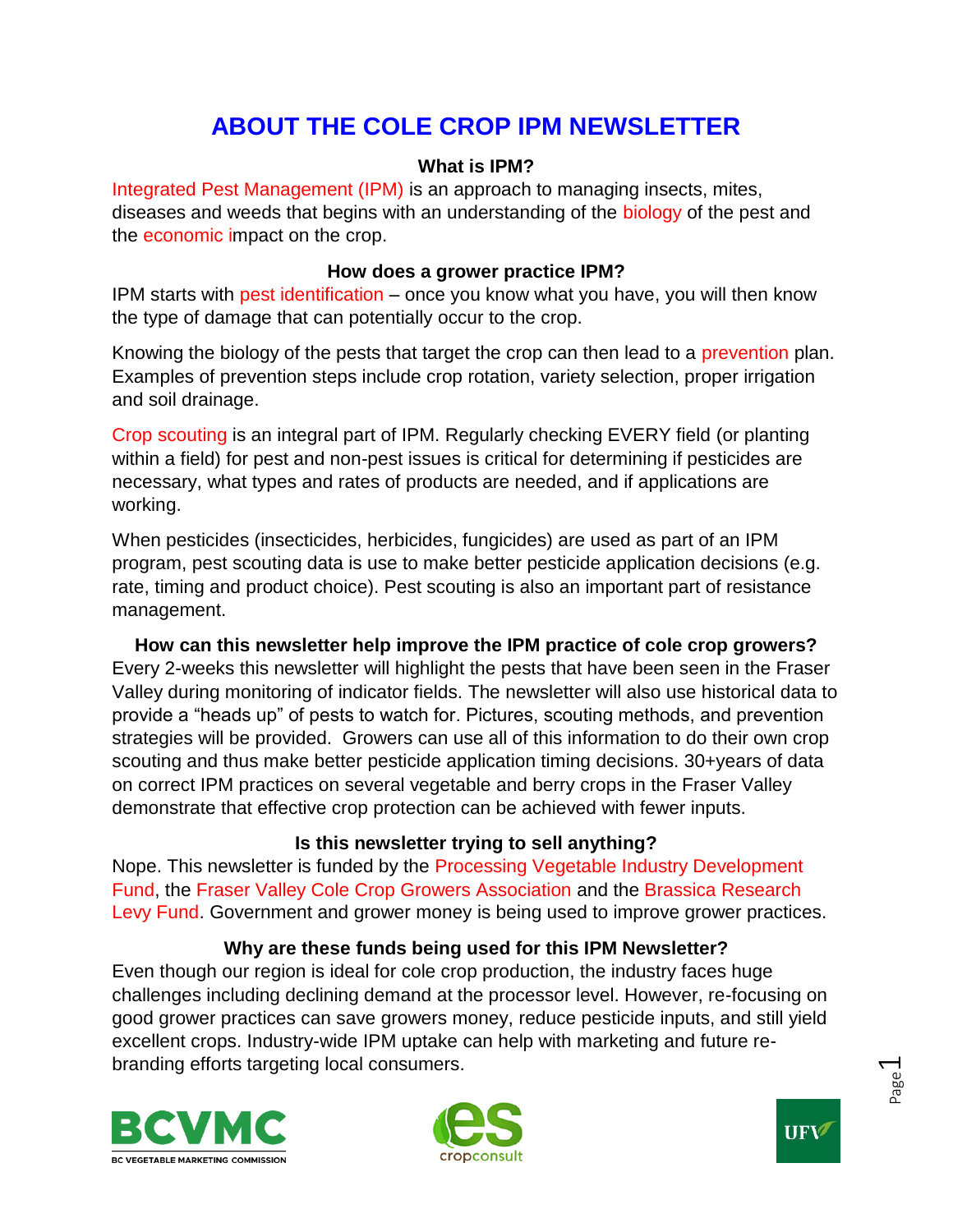# ABOUT THE COLE CROP IPM NEWSLETTER

### What is IPM?

Integrated Pest Management (IPM) is an approach to managing insects, mites, diseases and weeds that begins with an understanding of the biology of the pest and the economic impact on the crop.

### How does a grower practice IPM?

IPM starts with pest identification – once you know what you have, you will then know the type of damage that can potentially occur to the crop.

Knowing the biology of the pests that target the crop can then lead to a prevention plan. Examples of prevention steps include crop rotation, variety selection, proper irrigation and soil drainage.

Crop scouting is an integral part of IPM. Regularly checking EVERY field (or planting within a field) for pest and non-pest issues is critical for determining if pesticides are necessary, what types and rates of products are needed, and if applications are working.

When pesticides (insecticides, herbicides, fungicides) are used as part of an IPM program, pest scouting data is use to make better pesticide application decisions (e.g. rate, timing and product choice). Pest scouting is also an important part of resistance management.

### How can this newsletter help improve the IPM practice of cole crop growers?

Every 2-weeks this newsletter will highlight the pests that have been seen in the Fraser Valley during monitoring of indicator fields. The newsletter will also use historical data to provide a "heads up" of pests to watch for. Pictures, scouting methods, and prevention strategies will be provided. Growers can use all of this information to do their own crop scouting and thus make better pesticide application timing decisions. 30+years of data on correct IPM practices on several vegetable and berry crops in the Fraser Valley demonstrate that effective crop protection can be achieved with fewer inputs.

### Is this newsletter trying to sell anything?

Nope. This newsletter is funded by the Processing Vegetable Industry Development Fund, the Fraser Valley Cole Crop Growers Association and the Brassica Research Levy Fund. Government and grower money is being used to improve grower practices.

### Why are these funds being used for this IPM Newsletter?

Even though our region is ideal for cole crop production, the industry faces huge challenges including declining demand at the processor level. However, re-focusing on good grower practices can save growers money, reduce pesticide inputs, and still yield excellent crops. Industry-wide IPM uptake can help with marketing and future re-branding efforts targeting local consumers.

BCVMC
BC VEGETABLE MARKETING COMMISSION

es cropconsult

UFV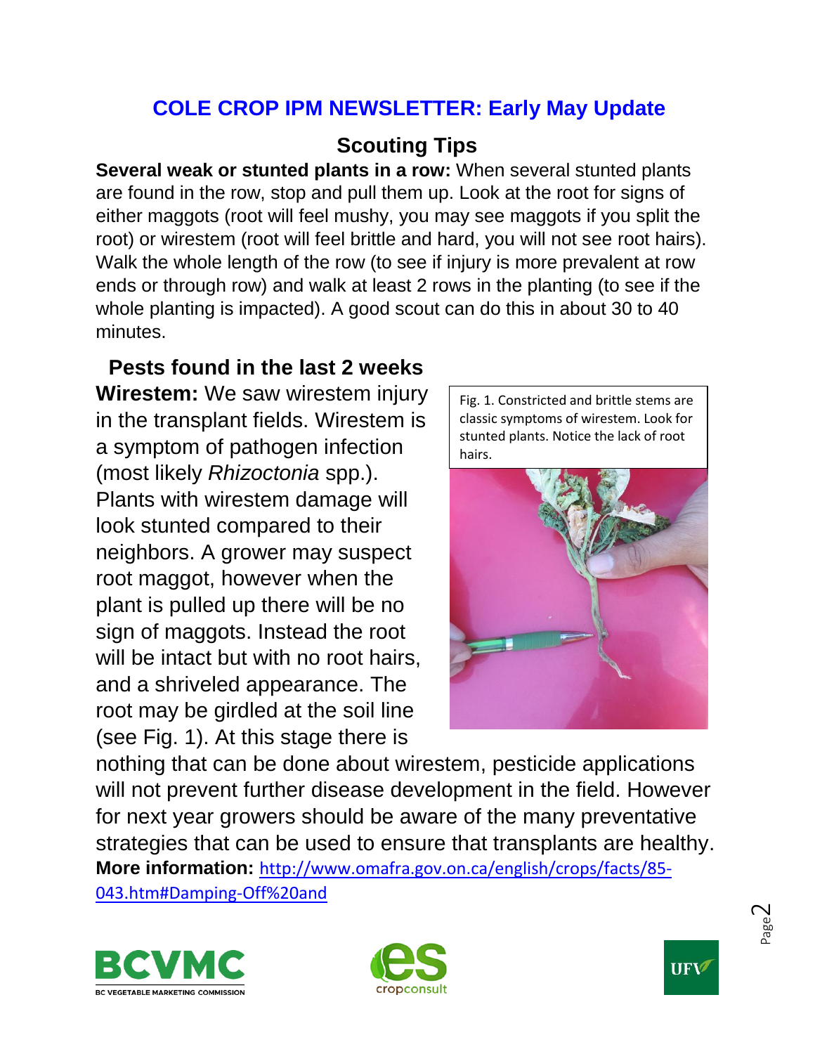# COLE CROP IPM NEWSLETTER: Early May Update

## Scouting Tips

**Several weak or stunted plants in a row:** When several stunted plants are found in the row, stop and pull them up. Look at the root for signs of either maggots (root will feel mushy, you may see maggots if you split the root) or wirestem (root will feel brittle and hard, you will not see root hairs). Walk the whole length of the row (to see if injury is more prevalent at row ends or through row) and walk at least 2 rows in the planting (to see if the whole planting is impacted). A good scout can do this in about 30 to 40 minutes.

## Pests found in the last 2 weeks

**Wirestem:** We saw wirestem injury in the transplant fields. Wirestem is a symptom of pathogen infection (most likely *Rhizoctonia* spp.). Plants with wirestem damage will look stunted compared to their neighbors. A grower may suspect root maggot, however when the plant is pulled up there will be no sign of maggots. Instead the root will be intact but with no root hairs, and a shriveled appearance. The root may be girdled at the soil line (see Fig. 1). At this stage there is nothing that can be done about wirestem, pesticide applications will not prevent further disease development in the field. However for next year growers should be aware of the many preventative strategies that can be used to ensure that transplants are healthy.

Fig. 1. Constricted and brittle stems are classic symptoms of wirestem. Look for stunted plants. Notice the lack of root hairs.

**More information:** http://www.omafra.gov.on.ca/english/crops/facts/85-043.htm#Damping-Off%20and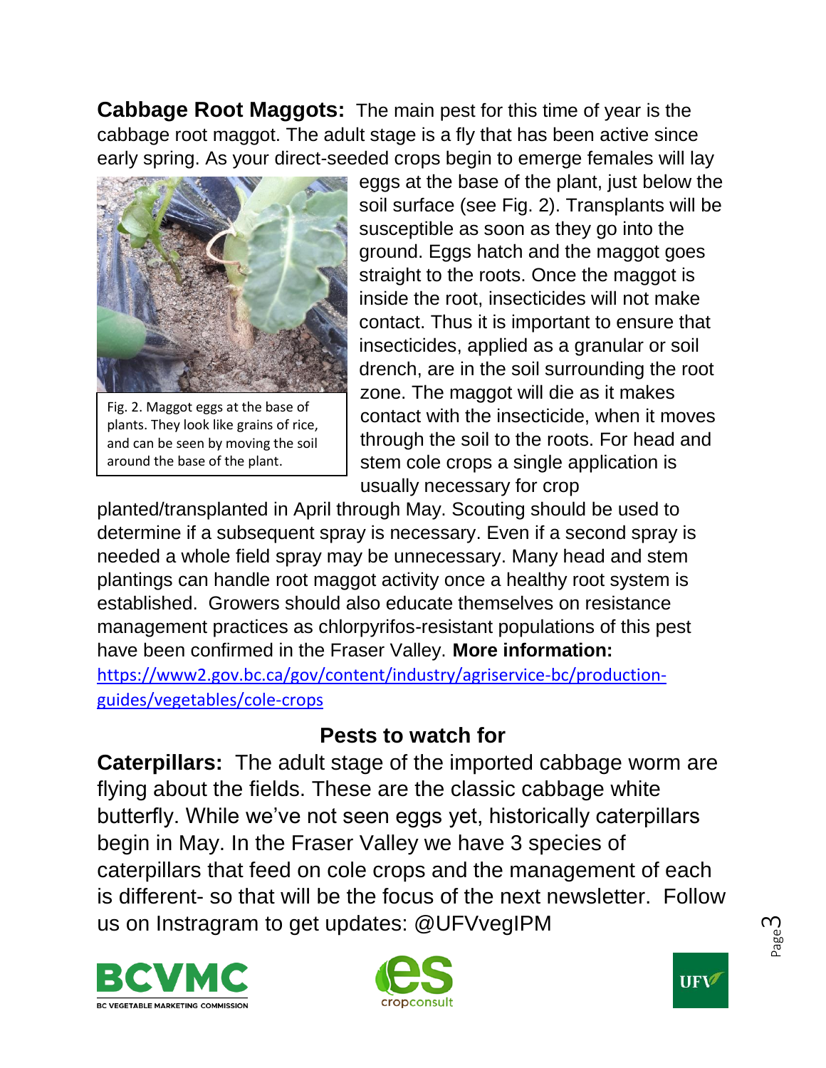**Cabbage Root Maggots:** The main pest for this time of year is the cabbage root maggot. The adult stage is a fly that has been active since early spring. As your direct-seeded crops begin to emerge females will lay eggs at the base of the plant, just below the soil surface (see Fig. 2). Transplants will be susceptible as soon as they go into the ground. Eggs hatch and the maggot goes straight to the roots. Once the maggot is inside the root, insecticides will not make contact. Thus it is important to ensure that insecticides, applied as a granular or soil drench, are in the soil surrounding the root zone. The maggot will die as it makes contact with the insecticide, when it moves through the soil to the roots. For head and stem cole crops a single application is usually necessary for crop planted/transplanted in April through May. Scouting should be used to determine if a subsequent spray is necessary. Even if a second spray is needed a whole field spray may be unnecessary. Many head and stem plantings can handle root maggot activity once a healthy root system is established. Growers should also educate themselves on resistance management practices as chlorpyrifos-resistant populations of this pest have been confirmed in the Fraser Valley. **More information:** https://www2.gov.bc.ca/gov/content/industry/agriservice-bc/production-guides/vegetables/cole-crops

Fig. 2. Maggot eggs at the base of plants. They look like grains of rice, and can be seen by moving the soil around the base of the plant.

## Pests to watch for

**Caterpillars:** The adult stage of the imported cabbage worm are flying about the fields. These are the classic cabbage white butterfly. While we've not seen eggs yet, historically caterpillars begin in May. In the Fraser Valley we have 3 species of caterpillars that feed on cole crops and the management of each is different- so that will be the focus of the next newsletter. Follow us on Instragram to get updates: @UFVvegIPM

BCVMC
BC VEGETABLE MARKETING COMMISSION

es cropconsult

UFV